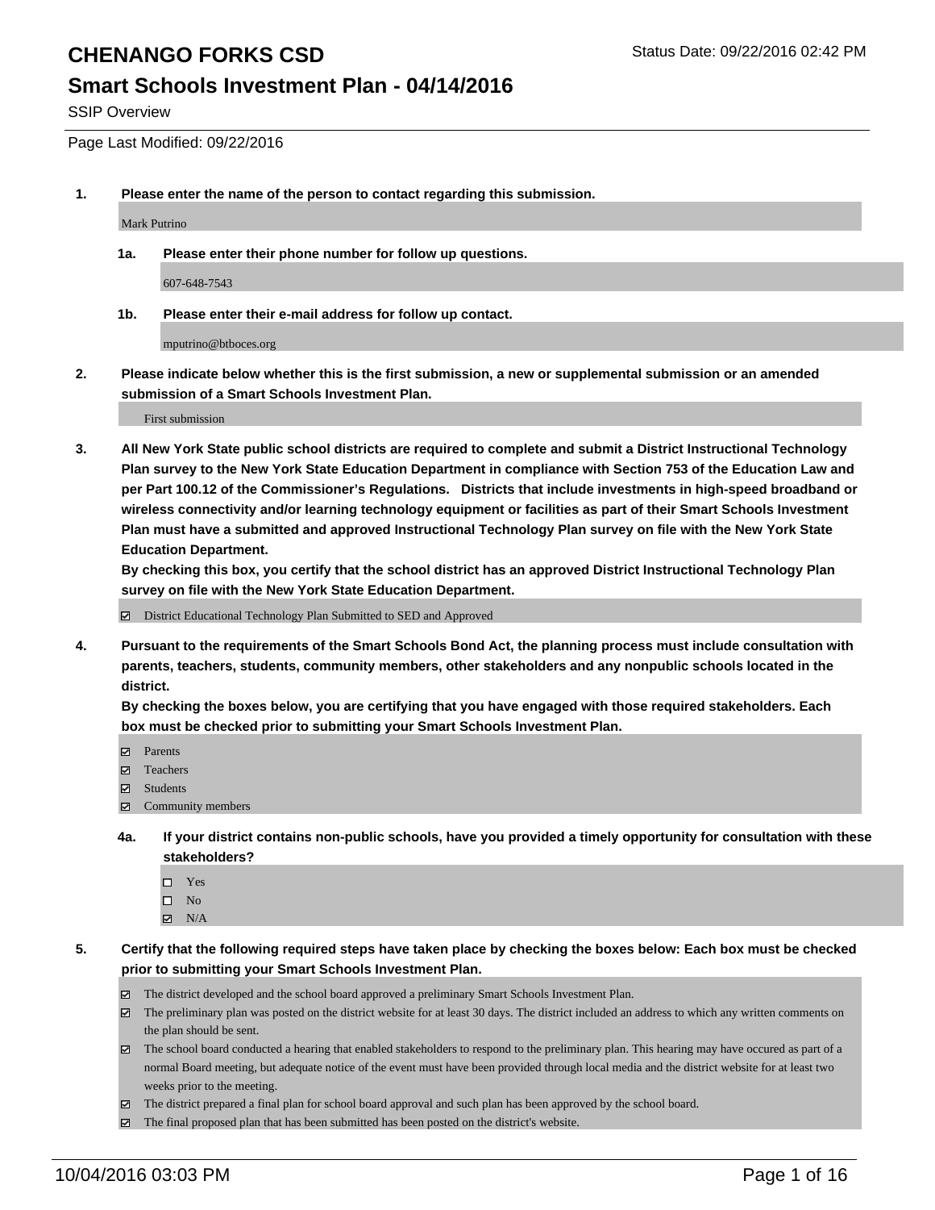# CHENANGO FORKS CSD

Status Date: 09/22/2016 02:42 PM

## Smart Schools Investment Plan - 04/14/2016

SSIP Overview

Page Last Modified: 09/22/2016

1. **Please enter the name of the person to contact regarding this submission.**

   Mark Putrino

   1a. **Please enter their phone number for follow up questions.**

   607-648-7543

   1b. **Please enter their e-mail address for follow up contact.**

   mputrino@btboces.org

2. **Please indicate below whether this is the first submission, a new or supplemental submission or an amended submission of a Smart Schools Investment Plan.**

   First submission

3. **All New York State public school districts are required to complete and submit a District Instructional Technology Plan survey to the New York State Education Department in compliance with Section 753 of the Education Law and per Part 100.12 of the Commissioner's Regulations. Districts that include investments in high-speed broadband or wireless connectivity and/or learning technology equipment or facilities as part of their Smart Schools Investment Plan must have a submitted and approved Instructional Technology Plan survey on file with the New York State Education Department.**

   **By checking this box, you certify that the school district has an approved District Instructional Technology Plan survey on file with the New York State Education Department.**

   - [x] District Educational Technology Plan Submitted to SED and Approved

4. **Pursuant to the requirements of the Smart Schools Bond Act, the planning process must include consultation with parents, teachers, students, community members, other stakeholders and any nonpublic schools located in the district.**

   **By checking the boxes below, you are certifying that you have engaged with those required stakeholders. Each box must be checked prior to submitting your Smart Schools Investment Plan.**

   - [x] Parents
   - [x] Teachers
   - [x] Students
   - [x] Community members

   4a. **If your district contains non-public schools, have you provided a timely opportunity for consultation with these stakeholders?**

   - [ ] Yes
   - [ ] No
   - [x] N/A

5. **Certify that the following required steps have taken place by checking the boxes below: Each box must be checked prior to submitting your Smart Schools Investment Plan.**

   - [x] The district developed and the school board approved a preliminary Smart Schools Investment Plan.
   - [x] The preliminary plan was posted on the district website for at least 30 days. The district included an address to which any written comments on the plan should be sent.
   - [x] The school board conducted a hearing that enabled stakeholders to respond to the preliminary plan. This hearing may have occured as part of a normal Board meeting, but adequate notice of the event must have been provided through local media and the district website for at least two weeks prior to the meeting.
   - [x] The district prepared a final plan for school board approval and such plan has been approved by the school board.
   - [x] The final proposed plan that has been submitted has been posted on the district's website.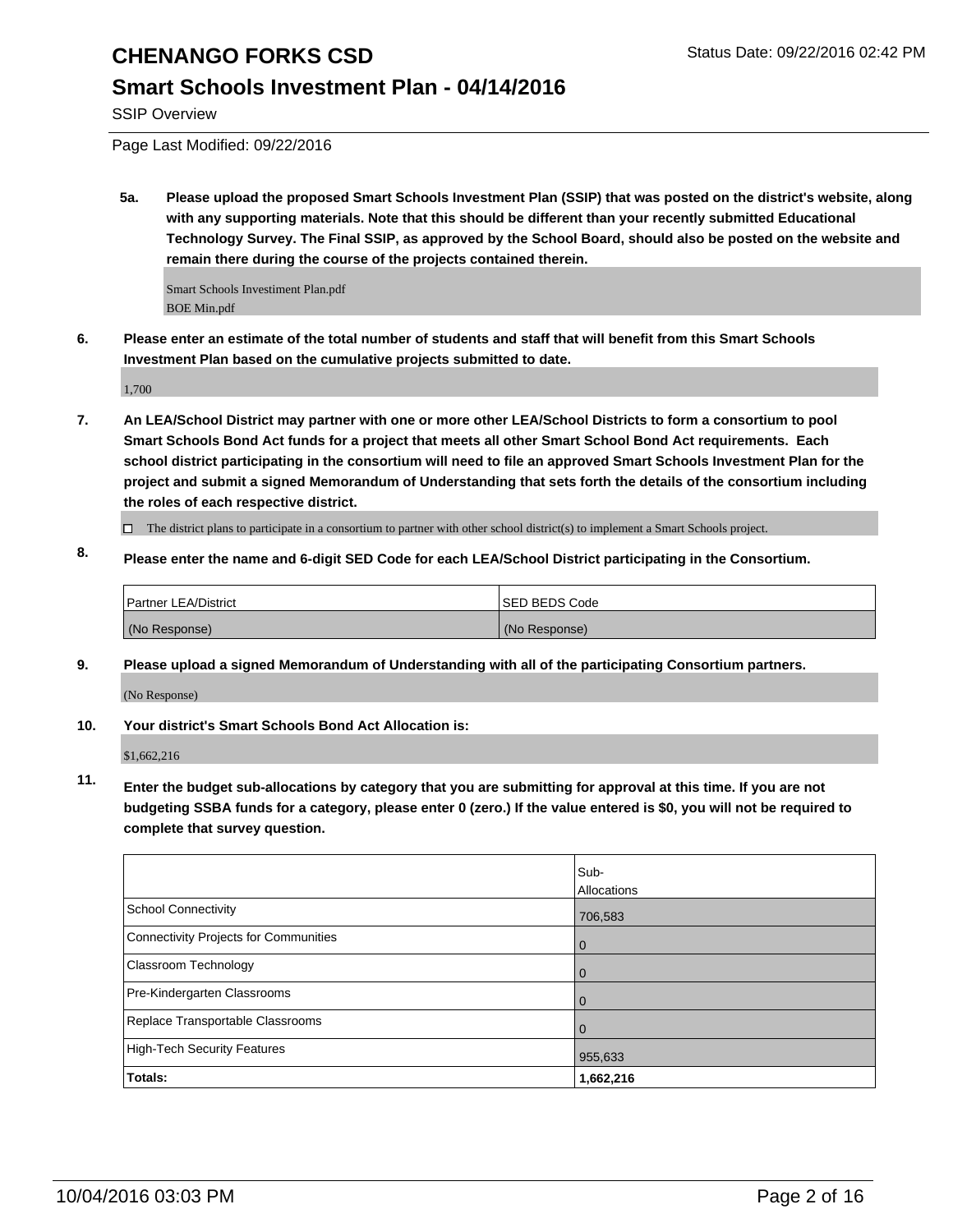# CHENANGO FORKS CSD

## Smart Schools Investment Plan - 04/14/2016

SSIP Overview

Page Last Modified: 09/22/2016

**5a. Please upload the proposed Smart Schools Investment Plan (SSIP) that was posted on the district's website, along with any supporting materials. Note that this should be different than your recently submitted Educational Technology Survey. The Final SSIP, as approved by the School Board, should also be posted on the website and remain there during the course of the projects contained therein.**

Smart Schools Investiment Plan.pdf
BOE Min.pdf

**6. Please enter an estimate of the total number of students and staff that will benefit from this Smart Schools Investment Plan based on the cumulative projects submitted to date.**

1,700

**7. An LEA/School District may partner with one or more other LEA/School Districts to form a consortium to pool Smart Schools Bond Act funds for a project that meets all other Smart School Bond Act requirements. Each school district participating in the consortium will need to file an approved Smart Schools Investment Plan for the project and submit a signed Memorandum of Understanding that sets forth the details of the consortium including the roles of each respective district.**

☐ The district plans to participate in a consortium to partner with other school district(s) to implement a Smart Schools project.

**8. Please enter the name and 6-digit SED Code for each LEA/School District participating in the Consortium.**

| Partner LEA/District | SED BEDS Code |
| --- | --- |
| (No Response) | (No Response) |

**9. Please upload a signed Memorandum of Understanding with all of the participating Consortium partners.**

(No Response)

**10. Your district's Smart Schools Bond Act Allocation is:**

$1,662,216

**11. Enter the budget sub-allocations by category that you are submitting for approval at this time. If you are not budgeting SSBA funds for a category, please enter 0 (zero.) If the value entered is $0, you will not be required to complete that survey question.**

| | Sub-Allocations |
| --- | --- |
| School Connectivity | 706,583 |
| Connectivity Projects for Communities | 0 |
| Classroom Technology | 0 |
| Pre-Kindergarten Classrooms | 0 |
| Replace Transportable Classrooms | 0 |
| High-Tech Security Features | 955,633 |
| **Totals:** | **1,662,216** |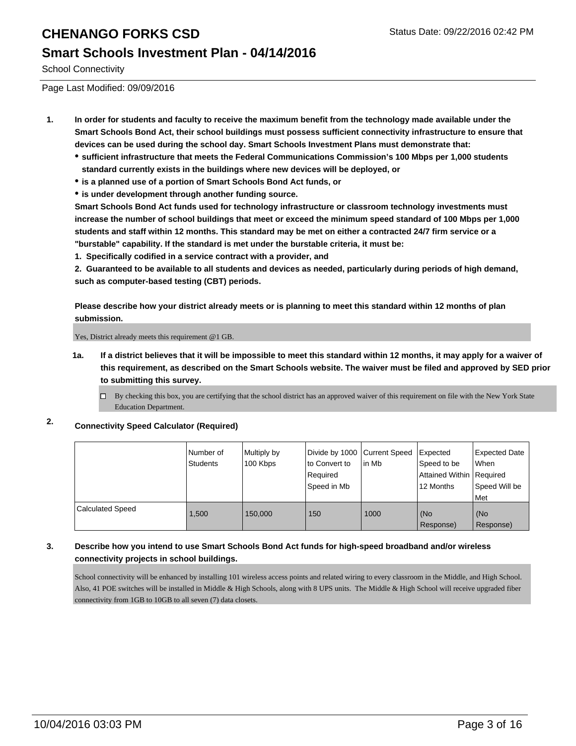# CHENANGO FORKS CSD

Status Date: 09/22/2016 02:42 PM

## Smart Schools Investment Plan - 04/14/2016

School Connectivity

Page Last Modified: 09/09/2016

**1. In order for students and faculty to receive the maximum benefit from the technology made available under the Smart Schools Bond Act, their school buildings must possess sufficient connectivity infrastructure to ensure that devices can be used during the school day. Smart Schools Investment Plans must demonstrate that:**

- **sufficient infrastructure that meets the Federal Communications Commission's 100 Mbps per 1,000 students standard currently exists in the buildings where new devices will be deployed, or**
- **is a planned use of a portion of Smart Schools Bond Act funds, or**
- **is under development through another funding source.**

**Smart Schools Bond Act funds used for technology infrastructure or classroom technology investments must increase the number of school buildings that meet or exceed the minimum speed standard of 100 Mbps per 1,000 students and staff within 12 months. This standard may be met on either a contracted 24/7 firm service or a "burstable" capability. If the standard is met under the burstable criteria, it must be:**

**1. Specifically codified in a service contract with a provider, and**

**2. Guaranteed to be available to all students and devices as needed, particularly during periods of high demand, such as computer-based testing (CBT) periods.**

**Please describe how your district already meets or is planning to meet this standard within 12 months of plan submission.**

Yes, District already meets this requirement @1 GB.

**1a. If a district believes that it will be impossible to meet this standard within 12 months, it may apply for a waiver of this requirement, as described on the Smart Schools website. The waiver must be filed and approved by SED prior to submitting this survey.**

☐ By checking this box, you are certifying that the school district has an approved waiver of this requirement on file with the New York State Education Department.

**2. Connectivity Speed Calculator (Required)**

| | Number of Students | Multiply by 100 Kbps | Divide by 1000 to Convert to Required Speed in Mb | Current Speed in Mb | Expected Speed to be Attained Within 12 Months | Expected Date When Required Speed Will be Met |
|---|---|---|---|---|---|---|
| Calculated Speed | 1,500 | 150,000 | 150 | 1000 | (No Response) | (No Response) |

**3. Describe how you intend to use Smart Schools Bond Act funds for high-speed broadband and/or wireless connectivity projects in school buildings.**

School connectivity will be enhanced by installing 101 wireless access points and related wiring to every classroom in the Middle, and High School. Also, 41 POE switches will be installed in Middle & High Schools, along with 8 UPS units. The Middle & High School will receive upgraded fiber connectivity from 1GB to 10GB to all seven (7) data closets.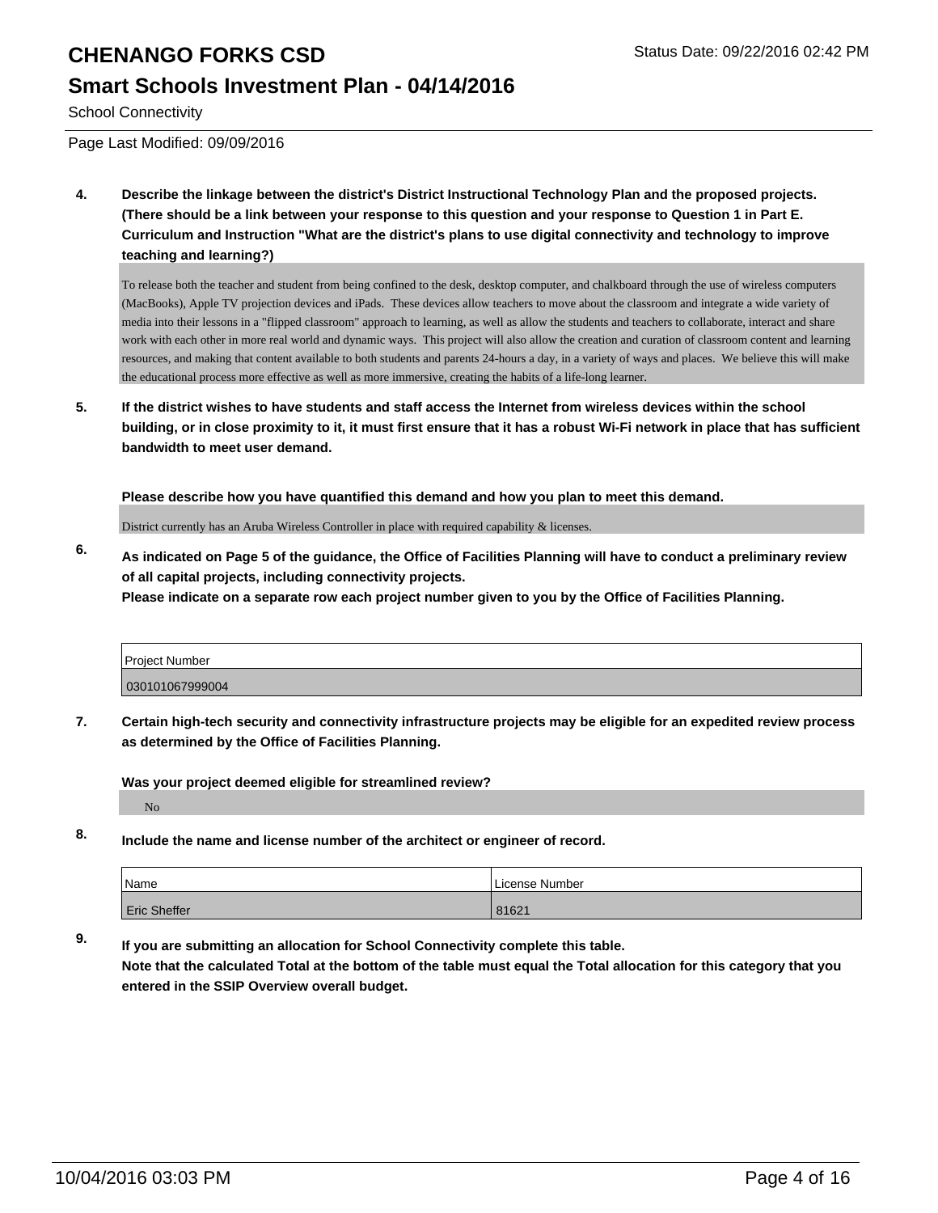School Connectivity

Page Last Modified: 09/09/2016

**4. Describe the linkage between the district's District Instructional Technology Plan and the proposed projects. (There should be a link between your response to this question and your response to Question 1 in Part E. Curriculum and Instruction "What are the district's plans to use digital connectivity and technology to improve teaching and learning?)**

To release both the teacher and student from being confined to the desk, desktop computer, and chalkboard through the use of wireless computers (MacBooks), Apple TV projection devices and iPads. These devices allow teachers to move about the classroom and integrate a wide variety of media into their lessons in a "flipped classroom" approach to learning, as well as allow the students and teachers to collaborate, interact and share work with each other in more real world and dynamic ways. This project will also allow the creation and curation of classroom content and learning resources, and making that content available to both students and parents 24-hours a day, in a variety of ways and places. We believe this will make the educational process more effective as well as more immersive, creating the habits of a life-long learner.

**5. If the district wishes to have students and staff access the Internet from wireless devices within the school building, or in close proximity to it, it must first ensure that it has a robust Wi-Fi network in place that has sufficient bandwidth to meet user demand.**

**Please describe how you have quantified this demand and how you plan to meet this demand.**

District currently has an Aruba Wireless Controller in place with required capability & licenses.

**6. As indicated on Page 5 of the guidance, the Office of Facilities Planning will have to conduct a preliminary review of all capital projects, including connectivity projects.**
**Please indicate on a separate row each project number given to you by the Office of Facilities Planning.**

| Project Number |
|---|
| 030101067999004 |

**7. Certain high-tech security and connectivity infrastructure projects may be eligible for an expedited review process as determined by the Office of Facilities Planning.**

**Was your project deemed eligible for streamlined review?**

No

**8. Include the name and license number of the architect or engineer of record.**

| Name | License Number |
|---|---|
| Eric Sheffer | 81621 |

**9. If you are submitting an allocation for School Connectivity complete this table.**
**Note that the calculated Total at the bottom of the table must equal the Total allocation for this category that you entered in the SSIP Overview overall budget.**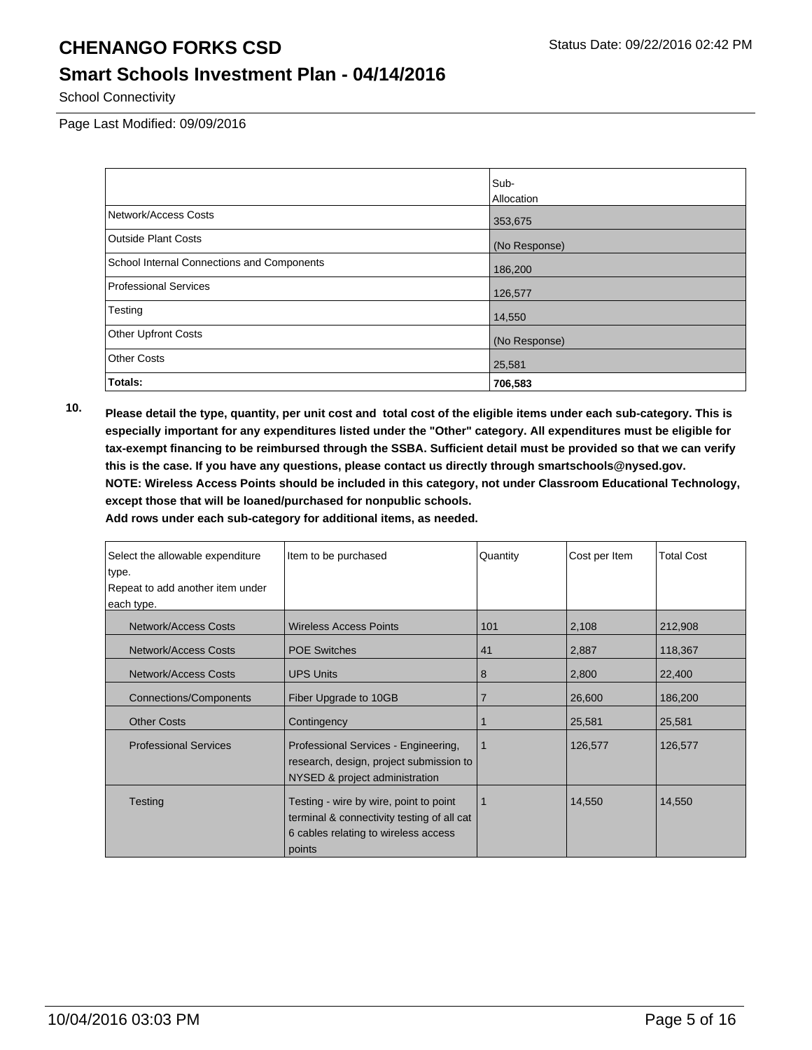# CHENANGO FORKS CSD

## Smart Schools Investment Plan - 04/14/2016

School Connectivity

Page Last Modified: 09/09/2016

| | Sub-Allocation |
|---|---|
| Network/Access Costs | 353,675 |
| Outside Plant Costs | (No Response) |
| School Internal Connections and Components | 186,200 |
| Professional Services | 126,577 |
| Testing | 14,550 |
| Other Upfront Costs | (No Response) |
| Other Costs | 25,581 |
| **Totals:** | **706,583** |

**10. Please detail the type, quantity, per unit cost and total cost of the eligible items under each sub-category. This is especially important for any expenditures listed under the "Other" category. All expenditures must be eligible for tax-exempt financing to be reimbursed through the SSBA. Sufficient detail must be provided so that we can verify this is the case. If you have any questions, please contact us directly through smartschools@nysed.gov.**
**NOTE: Wireless Access Points should be included in this category, not under Classroom Educational Technology, except those that will be loaned/purchased for nonpublic schools.**
**Add rows under each sub-category for additional items, as needed.**

| Select the allowable expenditure type. Repeat to add another item under each type. | Item to be purchased | Quantity | Cost per Item | Total Cost |
|---|---|---|---|---|
| Network/Access Costs | Wireless Access Points | 101 | 2,108 | 212,908 |
| Network/Access Costs | POE Switches | 41 | 2,887 | 118,367 |
| Network/Access Costs | UPS Units | 8 | 2,800 | 22,400 |
| Connections/Components | Fiber Upgrade to 10GB | 7 | 26,600 | 186,200 |
| Other Costs | Contingency | 1 | 25,581 | 25,581 |
| Professional Services | Professional Services - Engineering, research, design, project submission to NYSED & project administration | 1 | 126,577 | 126,577 |
| Testing | Testing - wire by wire, point to point terminal & connectivity testing of all cat 6 cables relating to wireless access points | 1 | 14,550 | 14,550 |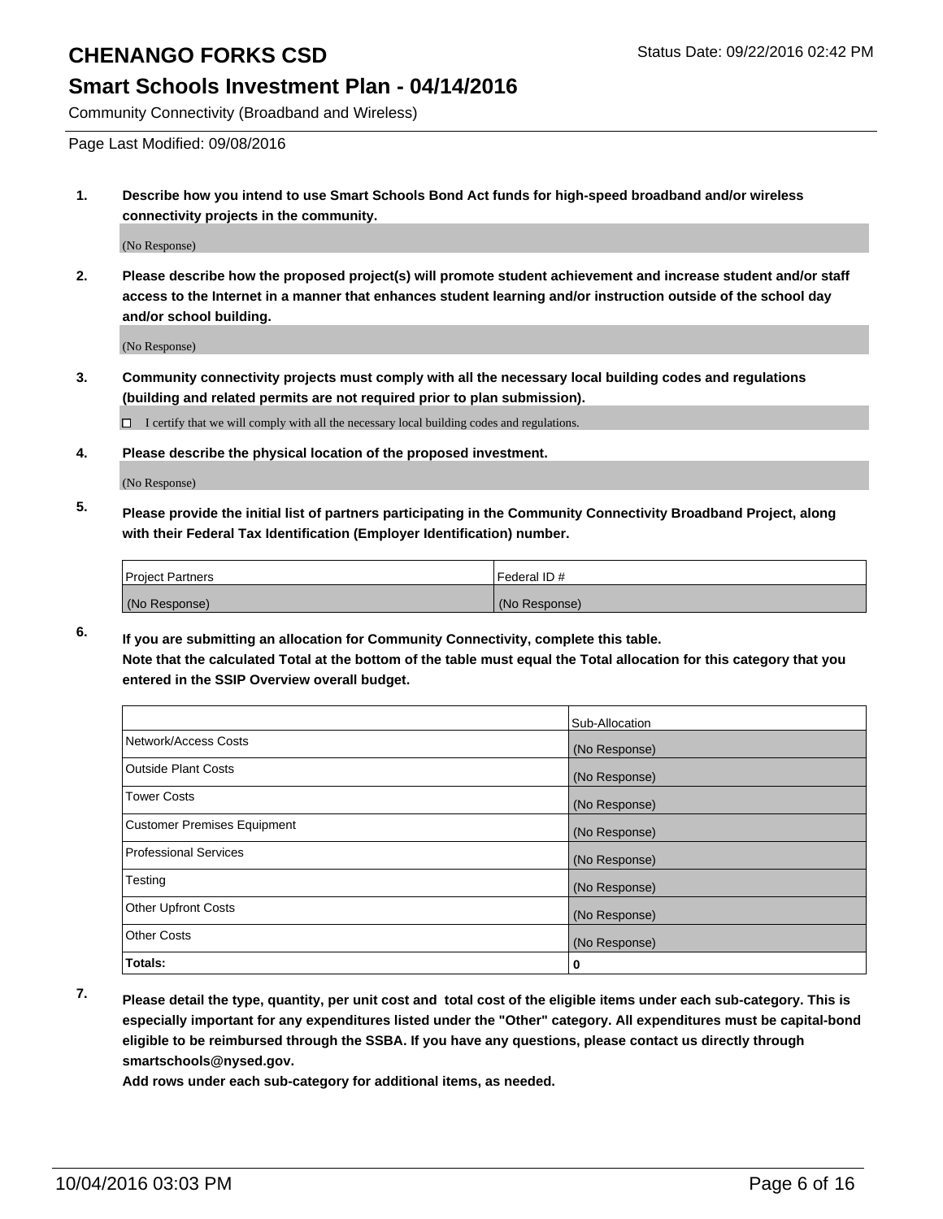# CHENANGO FORKS CSD

Status Date: 09/22/2016 02:42 PM

## Smart Schools Investment Plan - 04/14/2016

Community Connectivity (Broadband and Wireless)

Page Last Modified: 09/08/2016

**1. Describe how you intend to use Smart Schools Bond Act funds for high-speed broadband and/or wireless connectivity projects in the community.**

(No Response)

**2. Please describe how the proposed project(s) will promote student achievement and increase student and/or staff access to the Internet in a manner that enhances student learning and/or instruction outside of the school day and/or school building.**

(No Response)

**3. Community connectivity projects must comply with all the necessary local building codes and regulations (building and related permits are not required prior to plan submission).**

☐ I certify that we will comply with all the necessary local building codes and regulations.

**4. Please describe the physical location of the proposed investment.**

(No Response)

**5. Please provide the initial list of partners participating in the Community Connectivity Broadband Project, along with their Federal Tax Identification (Employer Identification) number.**

| Project Partners | Federal ID # |
| --- | --- |
| (No Response) | (No Response) |

**6. If you are submitting an allocation for Community Connectivity, complete this table. Note that the calculated Total at the bottom of the table must equal the Total allocation for this category that you entered in the SSIP Overview overall budget.**

| | Sub-Allocation |
| --- | --- |
| Network/Access Costs | (No Response) |
| Outside Plant Costs | (No Response) |
| Tower Costs | (No Response) |
| Customer Premises Equipment | (No Response) |
| Professional Services | (No Response) |
| Testing | (No Response) |
| Other Upfront Costs | (No Response) |
| Other Costs | (No Response) |
| **Totals:** | **0** |

**7. Please detail the type, quantity, per unit cost and total cost of the eligible items under each sub-category. This is especially important for any expenditures listed under the "Other" category. All expenditures must be capital-bond eligible to be reimbursed through the SSBA. If you have any questions, please contact us directly through smartschools@nysed.gov.**

**Add rows under each sub-category for additional items, as needed.**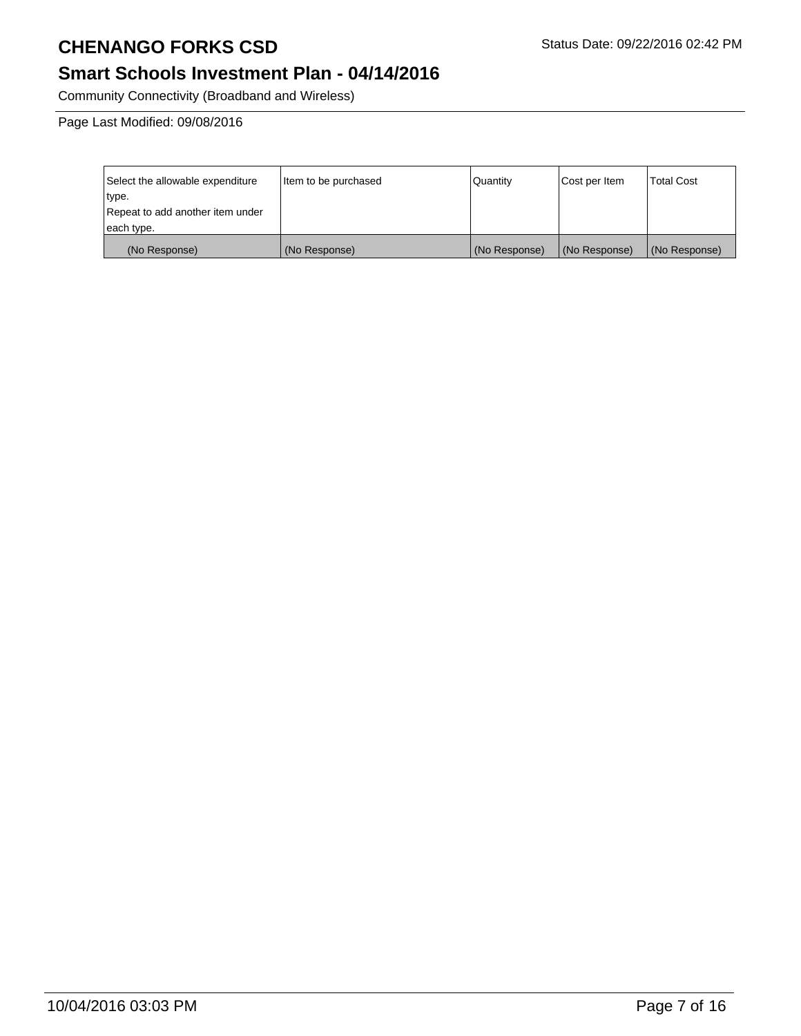# CHENANGO FORKS CSD

Status Date: 09/22/2016 02:42 PM

## Smart Schools Investment Plan - 04/14/2016

Community Connectivity (Broadband and Wireless)

Page Last Modified: 09/08/2016

| Select the allowable expenditure type. Repeat to add another item under each type. | Item to be purchased | Quantity | Cost per Item | Total Cost |
|---|---|---|---|---|
| (No Response) | (No Response) | (No Response) | (No Response) | (No Response) |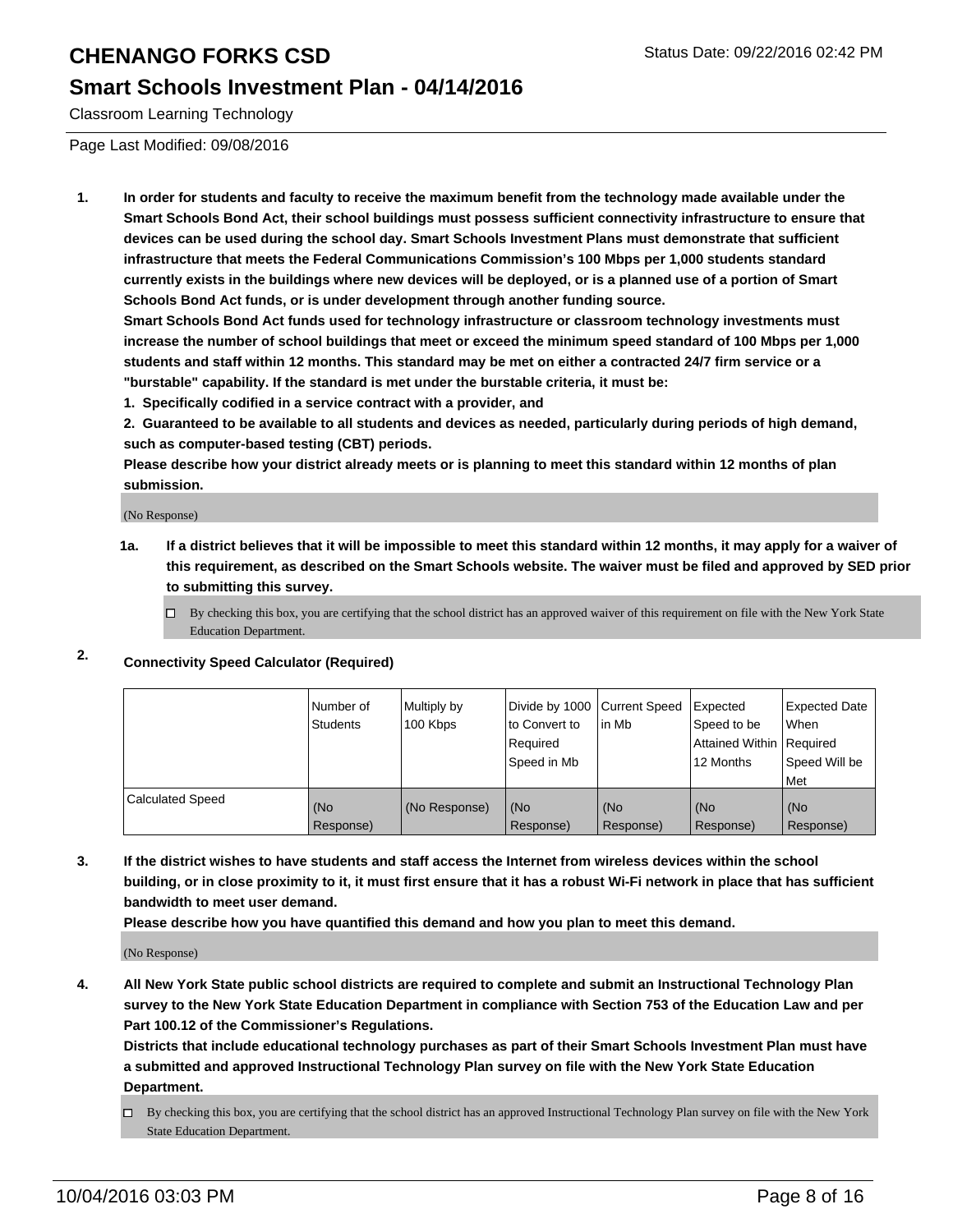# CHENANGO FORKS CSD

## Smart Schools Investment Plan - 04/14/2016

Classroom Learning Technology

Page Last Modified: 09/08/2016

1. **In order for students and faculty to receive the maximum benefit from the technology made available under the Smart Schools Bond Act, their school buildings must possess sufficient connectivity infrastructure to ensure that devices can be used during the school day. Smart Schools Investment Plans must demonstrate that sufficient infrastructure that meets the Federal Communications Commission's 100 Mbps per 1,000 students standard currently exists in the buildings where new devices will be deployed, or is a planned use of a portion of Smart Schools Bond Act funds, or is under development through another funding source.**
   **Smart Schools Bond Act funds used for technology infrastructure or classroom technology investments must increase the number of school buildings that meet or exceed the minimum speed standard of 100 Mbps per 1,000 students and staff within 12 months. This standard may be met on either a contracted 24/7 firm service or a "burstable" capability. If the standard is met under the burstable criteria, it must be:**
   **1. Specifically codified in a service contract with a provider, and**
   **2. Guaranteed to be available to all students and devices as needed, particularly during periods of high demand, such as computer-based testing (CBT) periods.**
   **Please describe how your district already meets or is planning to meet this standard within 12 months of plan submission.**

   (No Response)

   **1a. If a district believes that it will be impossible to meet this standard within 12 months, it may apply for a waiver of this requirement, as described on the Smart Schools website. The waiver must be filed and approved by SED prior to submitting this survey.**

   ☐ By checking this box, you are certifying that the school district has an approved waiver of this requirement on file with the New York State Education Department.

2. **Connectivity Speed Calculator (Required)**

| | Number of Students | Multiply by 100 Kbps | Divide by 1000 to Convert to Required Speed in Mb | Current Speed in Mb | Expected Speed to be Attained Within 12 Months | Expected Date When Required Speed Will be Met |
|---|---|---|---|---|---|---|
| Calculated Speed | (No Response) | (No Response) | (No Response) | (No Response) | (No Response) | (No Response) |

3. **If the district wishes to have students and staff access the Internet from wireless devices within the school building, or in close proximity to it, it must first ensure that it has a robust Wi-Fi network in place that has sufficient bandwidth to meet user demand.**
   **Please describe how you have quantified this demand and how you plan to meet this demand.**

   (No Response)

4. **All New York State public school districts are required to complete and submit an Instructional Technology Plan survey to the New York State Education Department in compliance with Section 753 of the Education Law and per Part 100.12 of the Commissioner's Regulations.**
   **Districts that include educational technology purchases as part of their Smart Schools Investment Plan must have a submitted and approved Instructional Technology Plan survey on file with the New York State Education Department.**

   ☐ By checking this box, you are certifying that the school district has an approved Instructional Technology Plan survey on file with the New York State Education Department.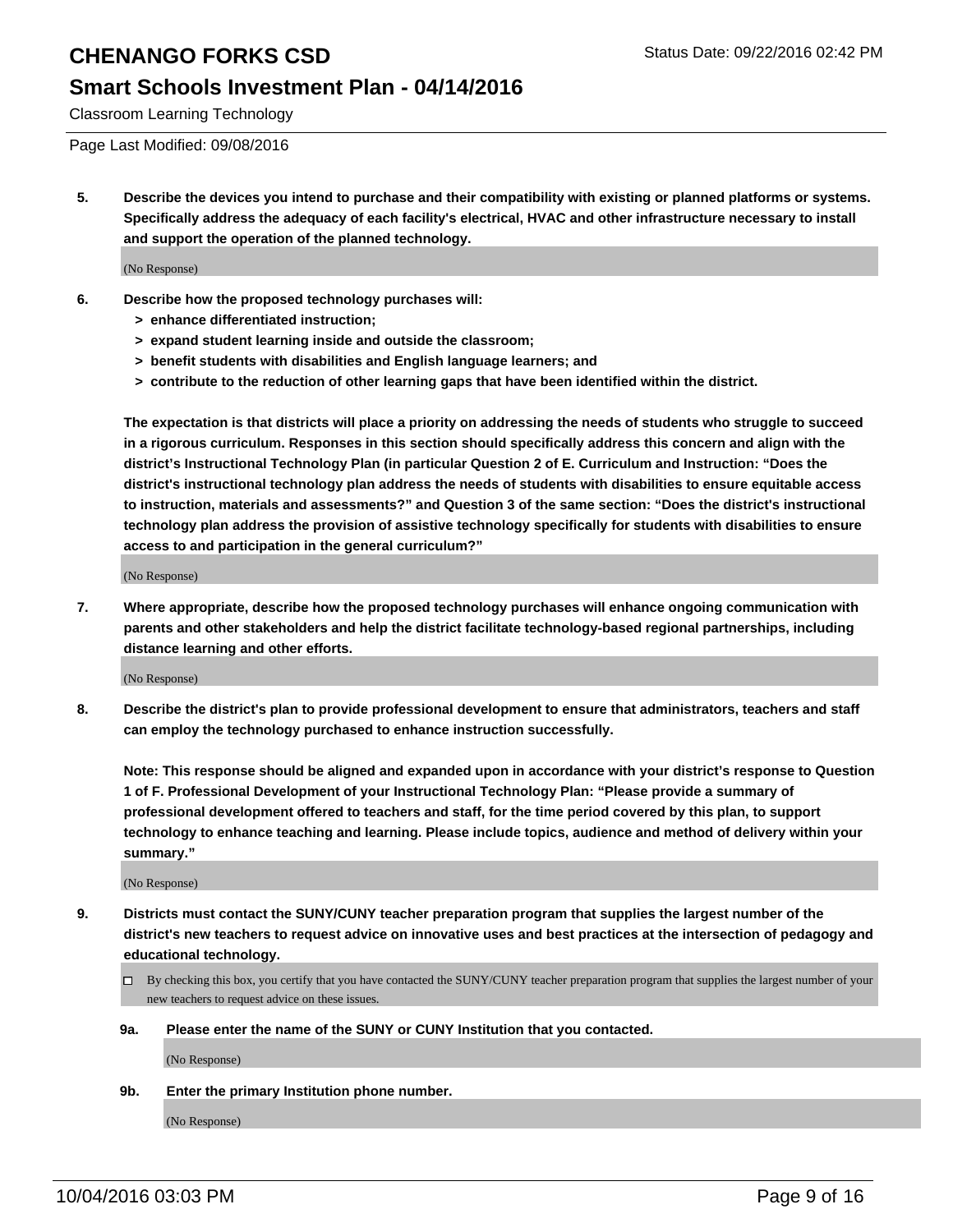Page Last Modified: 09/08/2016

**5. Describe the devices you intend to purchase and their compatibility with existing or planned platforms or systems. Specifically address the adequacy of each facility's electrical, HVAC and other infrastructure necessary to install and support the operation of the planned technology.**

(No Response)

**6. Describe how the proposed technology purchases will:**

- **> enhance differentiated instruction;**
- **> expand student learning inside and outside the classroom;**
- **> benefit students with disabilities and English language learners; and**
- **> contribute to the reduction of other learning gaps that have been identified within the district.**

**The expectation is that districts will place a priority on addressing the needs of students who struggle to succeed in a rigorous curriculum. Responses in this section should specifically address this concern and align with the district's Instructional Technology Plan (in particular Question 2 of E. Curriculum and Instruction: "Does the district's instructional technology plan address the needs of students with disabilities to ensure equitable access to instruction, materials and assessments?" and Question 3 of the same section: "Does the district's instructional technology plan address the provision of assistive technology specifically for students with disabilities to ensure access to and participation in the general curriculum?"**

(No Response)

**7. Where appropriate, describe how the proposed technology purchases will enhance ongoing communication with parents and other stakeholders and help the district facilitate technology-based regional partnerships, including distance learning and other efforts.**

(No Response)

**8. Describe the district's plan to provide professional development to ensure that administrators, teachers and staff can employ the technology purchased to enhance instruction successfully.**

**Note: This response should be aligned and expanded upon in accordance with your district's response to Question 1 of F. Professional Development of your Instructional Technology Plan: "Please provide a summary of professional development offered to teachers and staff, for the time period covered by this plan, to support technology to enhance teaching and learning. Please include topics, audience and method of delivery within your summary."**

(No Response)

**9. Districts must contact the SUNY/CUNY teacher preparation program that supplies the largest number of the district's new teachers to request advice on innovative uses and best practices at the intersection of pedagogy and educational technology.**

☐ By checking this box, you certify that you have contacted the SUNY/CUNY teacher preparation program that supplies the largest number of your new teachers to request advice on these issues.

**9a. Please enter the name of the SUNY or CUNY Institution that you contacted.**

(No Response)

**9b. Enter the primary Institution phone number.**

(No Response)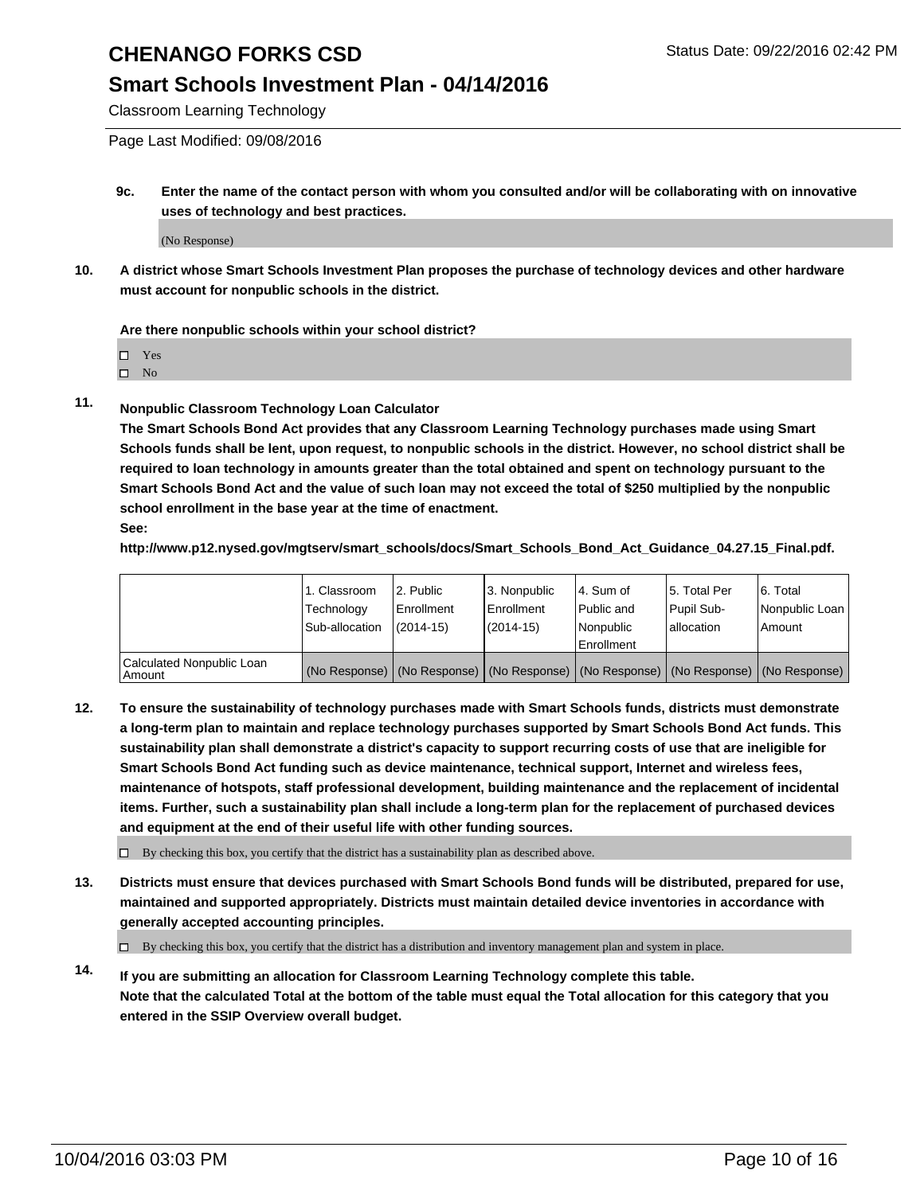# CHENANGO FORKS CSD

Status Date: 09/22/2016 02:42 PM

## Smart Schools Investment Plan - 04/14/2016

Classroom Learning Technology

Page Last Modified: 09/08/2016

**9c. Enter the name of the contact person with whom you consulted and/or will be collaborating with on innovative uses of technology and best practices.**

(No Response)

**10. A district whose Smart Schools Investment Plan proposes the purchase of technology devices and other hardware must account for nonpublic schools in the district.**

**Are there nonpublic schools within your school district?**

- ☐ Yes
- ☐ No

**11. Nonpublic Classroom Technology Loan Calculator**

**The Smart Schools Bond Act provides that any Classroom Learning Technology purchases made using Smart Schools funds shall be lent, upon request, to nonpublic schools in the district. However, no school district shall be required to loan technology in amounts greater than the total obtained and spent on technology pursuant to the Smart Schools Bond Act and the value of such loan may not exceed the total of $250 multiplied by the nonpublic school enrollment in the base year at the time of enactment.**

**See:**

**http://www.p12.nysed.gov/mgtserv/smart_schools/docs/Smart_Schools_Bond_Act_Guidance_04.27.15_Final.pdf.**

| | 1. Classroom Technology Sub-allocation | 2. Public Enrollment (2014-15) | 3. Nonpublic Enrollment (2014-15) | 4. Sum of Public and Nonpublic Enrollment | 5. Total Per Pupil Sub-allocation | 6. Total Nonpublic Loan Amount |
|---|---|---|---|---|---|---|
| Calculated Nonpublic Loan Amount | (No Response) | (No Response) | (No Response) | (No Response) | (No Response) | (No Response) |

**12. To ensure the sustainability of technology purchases made with Smart Schools funds, districts must demonstrate a long-term plan to maintain and replace technology purchases supported by Smart Schools Bond Act funds. This sustainability plan shall demonstrate a district's capacity to support recurring costs of use that are ineligible for Smart Schools Bond Act funding such as device maintenance, technical support, Internet and wireless fees, maintenance of hotspots, staff professional development, building maintenance and the replacement of incidental items. Further, such a sustainability plan shall include a long-term plan for the replacement of purchased devices and equipment at the end of their useful life with other funding sources.**

☐ By checking this box, you certify that the district has a sustainability plan as described above.

**13. Districts must ensure that devices purchased with Smart Schools Bond funds will be distributed, prepared for use, maintained and supported appropriately. Districts must maintain detailed device inventories in accordance with generally accepted accounting principles.**

☐ By checking this box, you certify that the district has a distribution and inventory management plan and system in place.

**14. If you are submitting an allocation for Classroom Learning Technology complete this table.**
**Note that the calculated Total at the bottom of the table must equal the Total allocation for this category that you entered in the SSIP Overview overall budget.**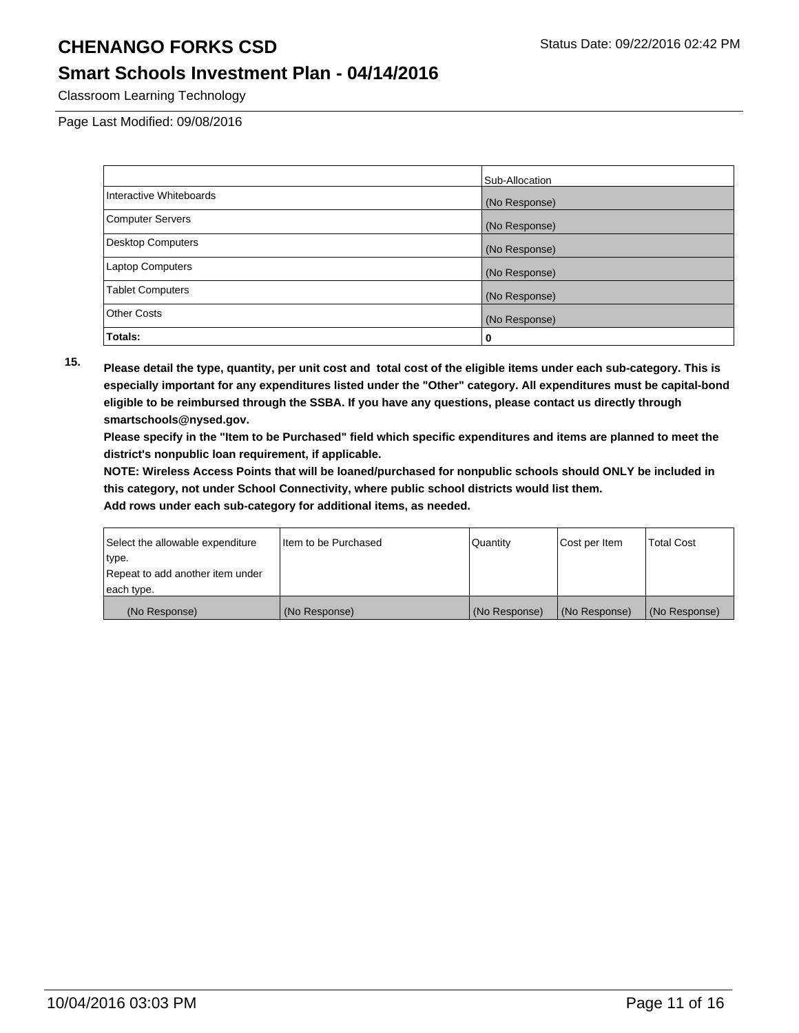# CHENANGO FORKS CSD

## Smart Schools Investment Plan - 04/14/2016

Classroom Learning Technology

Page Last Modified: 09/08/2016

| | Sub-Allocation |
|---|---|
| Interactive Whiteboards | (No Response) |
| Computer Servers | (No Response) |
| Desktop Computers | (No Response) |
| Laptop Computers | (No Response) |
| Tablet Computers | (No Response) |
| Other Costs | (No Response) |
| **Totals:** | 0 |

**15.** **Please detail the type, quantity, per unit cost and total cost of the eligible items under each sub-category. This is especially important for any expenditures listed under the "Other" category. All expenditures must be capital-bond eligible to be reimbursed through the SSBA. If you have any questions, please contact us directly through smartschools@nysed.gov.**

**Please specify in the "Item to be Purchased" field which specific expenditures and items are planned to meet the district's nonpublic loan requirement, if applicable.**

**NOTE: Wireless Access Points that will be loaned/purchased for nonpublic schools should ONLY be included in this category, not under School Connectivity, where public school districts would list them.**

**Add rows under each sub-category for additional items, as needed.**

| Select the allowable expenditure type. Repeat to add another item under each type. | Item to be Purchased | Quantity | Cost per Item | Total Cost |
|---|---|---|---|---|
| (No Response) | (No Response) | (No Response) | (No Response) | (No Response) |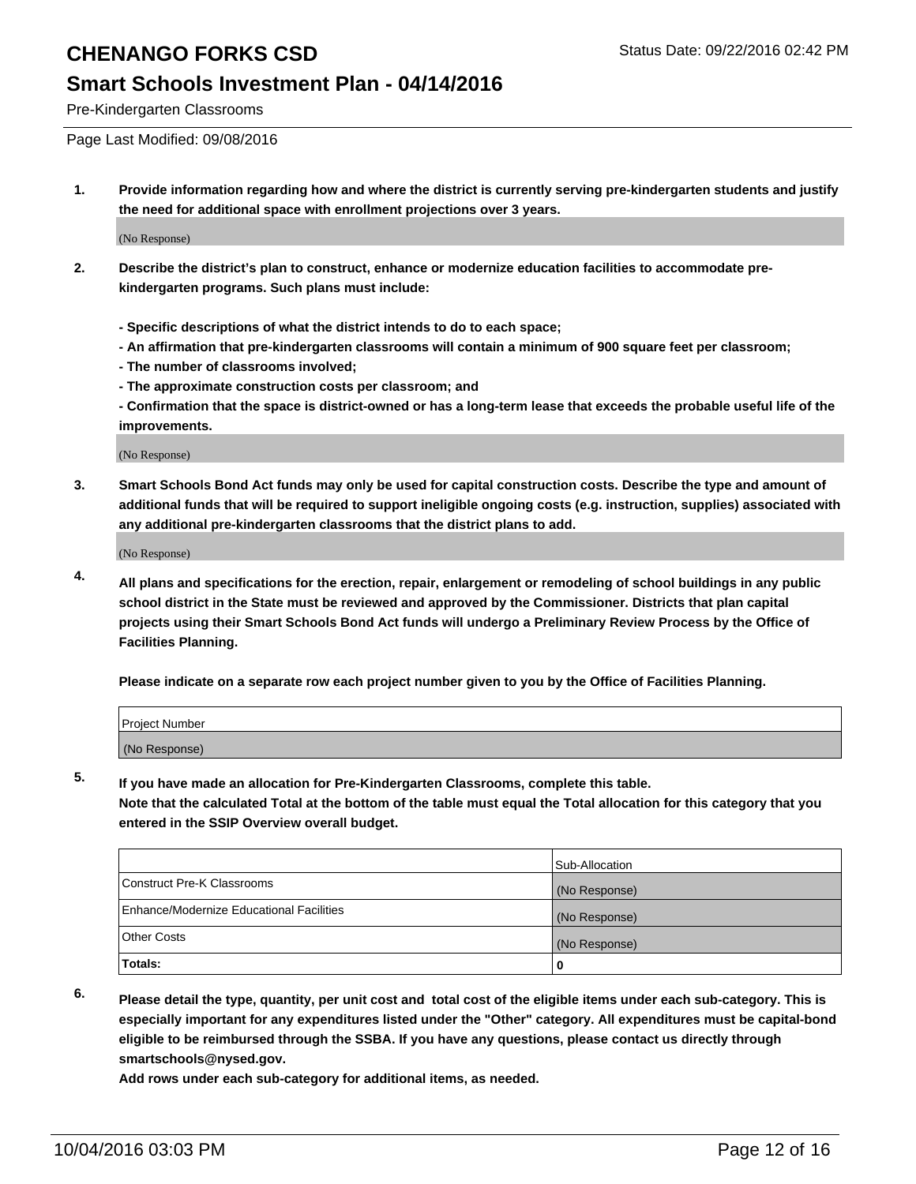# CHENANGO FORKS CSD

## Smart Schools Investment Plan - 04/14/2016

Pre-Kindergarten Classrooms

Page Last Modified: 09/08/2016

1. **Provide information regarding how and where the district is currently serving pre-kindergarten students and justify the need for additional space with enrollment projections over 3 years.**

   (No Response)

2. **Describe the district's plan to construct, enhance or modernize education facilities to accommodate pre-kindergarten programs. Such plans must include:**

   **- Specific descriptions of what the district intends to do to each space;**
   **- An affirmation that pre-kindergarten classrooms will contain a minimum of 900 square feet per classroom;**
   **- The number of classrooms involved;**
   **- The approximate construction costs per classroom; and**
   **- Confirmation that the space is district-owned or has a long-term lease that exceeds the probable useful life of the improvements.**

   (No Response)

3. **Smart Schools Bond Act funds may only be used for capital construction costs. Describe the type and amount of additional funds that will be required to support ineligible ongoing costs (e.g. instruction, supplies) associated with any additional pre-kindergarten classrooms that the district plans to add.**

   (No Response)

4. **All plans and specifications for the erection, repair, enlargement or remodeling of school buildings in any public school district in the State must be reviewed and approved by the Commissioner. Districts that plan capital projects using their Smart Schools Bond Act funds will undergo a Preliminary Review Process by the Office of Facilities Planning.**

   **Please indicate on a separate row each project number given to you by the Office of Facilities Planning.**

| Project Number |
|---|
| (No Response) |

5. **If you have made an allocation for Pre-Kindergarten Classrooms, complete this table.**
   **Note that the calculated Total at the bottom of the table must equal the Total allocation for this category that you entered in the SSIP Overview overall budget.**

| | Sub-Allocation |
|---|---|
| Construct Pre-K Classrooms | (No Response) |
| Enhance/Modernize Educational Facilities | (No Response) |
| Other Costs | (No Response) |
| **Totals:** | **0** |

6. **Please detail the type, quantity, per unit cost and total cost of the eligible items under each sub-category. This is especially important for any expenditures listed under the "Other" category. All expenditures must be capital-bond eligible to be reimbursed through the SSBA. If you have any questions, please contact us directly through smartschools@nysed.gov.**
   **Add rows under each sub-category for additional items, as needed.**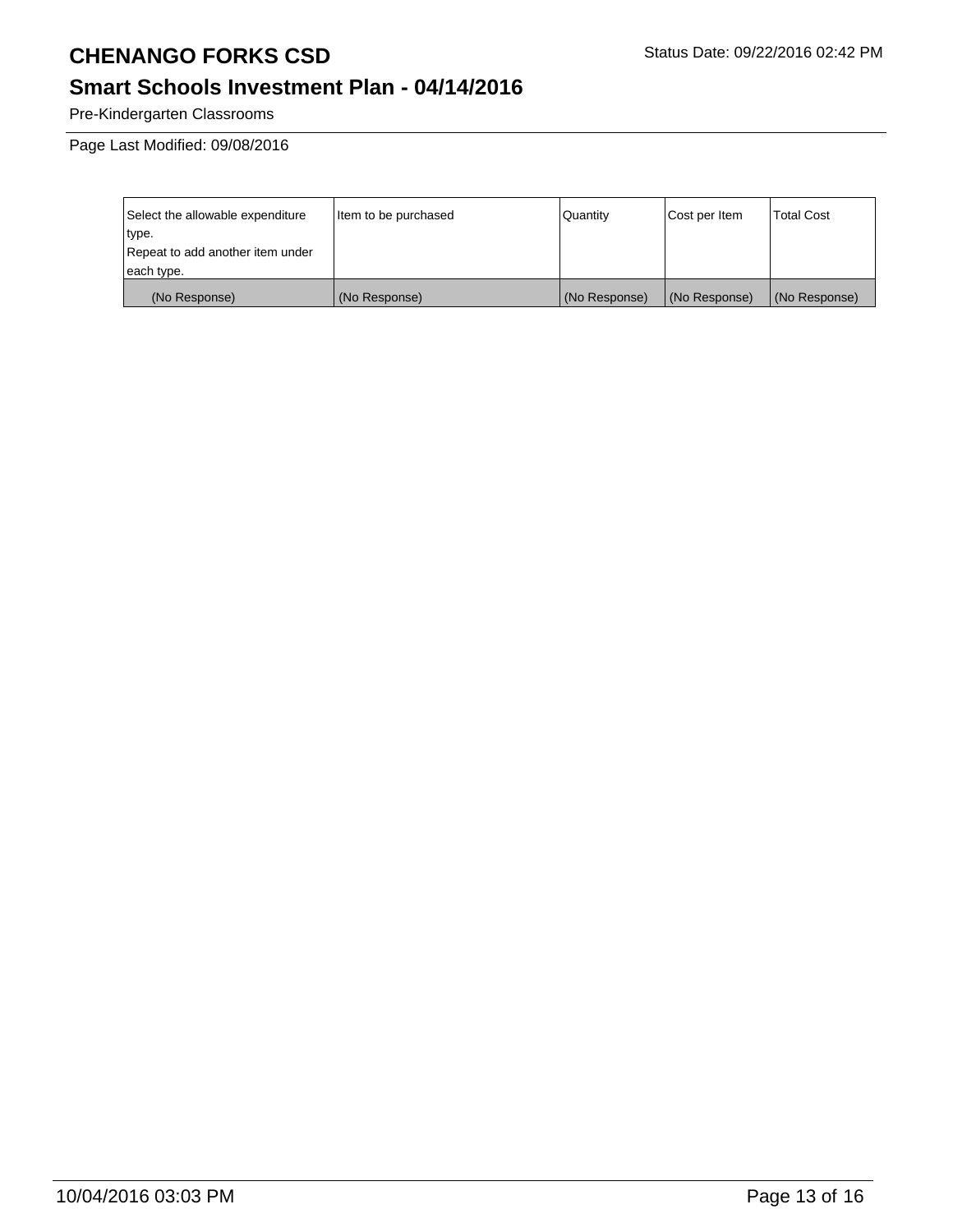Pre-Kindergarten Classrooms

Page Last Modified: 09/08/2016

| Select the allowable expenditure type. Repeat to add another item under each type. | Item to be purchased | Quantity | Cost per Item | Total Cost |
| --- | --- | --- | --- | --- |
| (No Response) | (No Response) | (No Response) | (No Response) | (No Response) |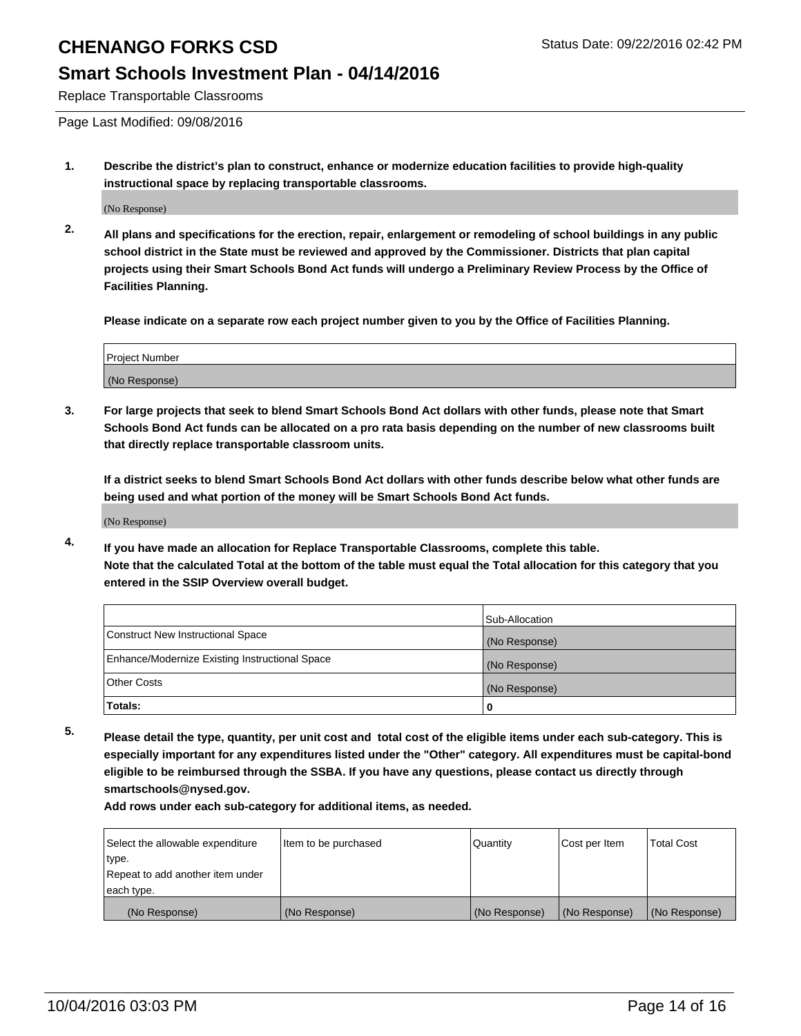# CHENANGO FORKS CSD

Status Date: 09/22/2016 02:42 PM

## Smart Schools Investment Plan - 04/14/2016

Replace Transportable Classrooms

Page Last Modified: 09/08/2016

**1. Describe the district's plan to construct, enhance or modernize education facilities to provide high-quality instructional space by replacing transportable classrooms.**

(No Response)

**2. All plans and specifications for the erection, repair, enlargement or remodeling of school buildings in any public school district in the State must be reviewed and approved by the Commissioner. Districts that plan capital projects using their Smart Schools Bond Act funds will undergo a Preliminary Review Process by the Office of Facilities Planning.**

**Please indicate on a separate row each project number given to you by the Office of Facilities Planning.**

| Project Number |
|---|
| (No Response) |

**3. For large projects that seek to blend Smart Schools Bond Act dollars with other funds, please note that Smart Schools Bond Act funds can be allocated on a pro rata basis depending on the number of new classrooms built that directly replace transportable classroom units.**

**If a district seeks to blend Smart Schools Bond Act dollars with other funds describe below what other funds are being used and what portion of the money will be Smart Schools Bond Act funds.**

(No Response)

**4. If you have made an allocation for Replace Transportable Classrooms, complete this table. Note that the calculated Total at the bottom of the table must equal the Total allocation for this category that you entered in the SSIP Overview overall budget.**

| | Sub-Allocation |
|---|---|
| Construct New Instructional Space | (No Response) |
| Enhance/Modernize Existing Instructional Space | (No Response) |
| Other Costs | (No Response) |
| **Totals:** | **0** |

**5. Please detail the type, quantity, per unit cost and total cost of the eligible items under each sub-category. This is especially important for any expenditures listed under the "Other" category. All expenditures must be capital-bond eligible to be reimbursed through the SSBA. If you have any questions, please contact us directly through smartschools@nysed.gov.**

**Add rows under each sub-category for additional items, as needed.**

| Select the allowable expenditure type. Repeat to add another item under each type. | Item to be purchased | Quantity | Cost per Item | Total Cost |
|---|---|---|---|---|
| (No Response) | (No Response) | (No Response) | (No Response) | (No Response) |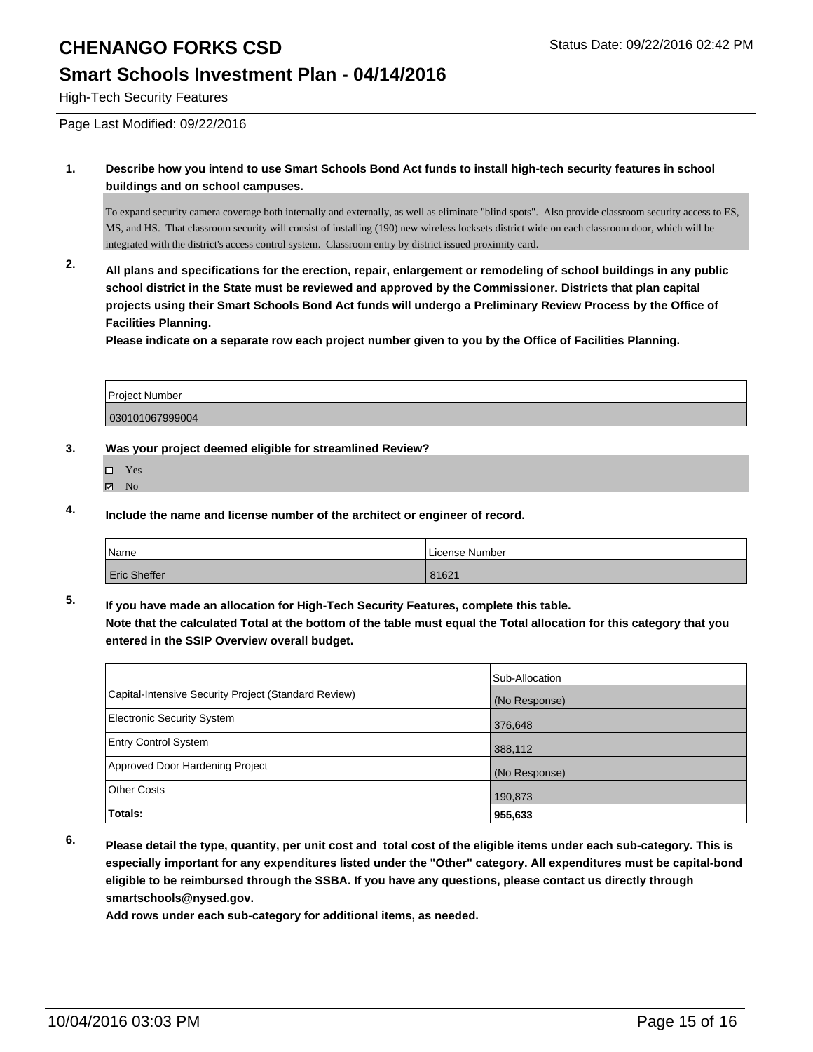# CHENANGO FORKS CSD

## Smart Schools Investment Plan - 04/14/2016

High-Tech Security Features

Page Last Modified: 09/22/2016

Status Date: 09/22/2016 02:42 PM

**1. Describe how you intend to use Smart Schools Bond Act funds to install high-tech security features in school buildings and on school campuses.**

To expand security camera coverage both internally and externally, as well as eliminate "blind spots". Also provide classroom security access to ES, MS, and HS. That classroom security will consist of installing (190) new wireless locksets district wide on each classroom door, which will be integrated with the district's access control system. Classroom entry by district issued proximity card.

**2. All plans and specifications for the erection, repair, enlargement or remodeling of school buildings in any public school district in the State must be reviewed and approved by the Commissioner. Districts that plan capital projects using their Smart Schools Bond Act funds will undergo a Preliminary Review Process by the Office of Facilities Planning.**

**Please indicate on a separate row each project number given to you by the Office of Facilities Planning.**

| Project Number |
|---|
| 030101067999004 |

**3. Was your project deemed eligible for streamlined Review?**

- ☐ Yes
- ☑ No

**4. Include the name and license number of the architect or engineer of record.**

| Name | License Number |
|---|---|
| Eric Sheffer | 81621 |

**5. If you have made an allocation for High-Tech Security Features, complete this table.**
**Note that the calculated Total at the bottom of the table must equal the Total allocation for this category that you entered in the SSIP Overview overall budget.**

| | Sub-Allocation |
|---|---|
| Capital-Intensive Security Project (Standard Review) | (No Response) |
| Electronic Security System | 376,648 |
| Entry Control System | 388,112 |
| Approved Door Hardening Project | (No Response) |
| Other Costs | 190,873 |
| **Totals:** | **955,633** |

**6. Please detail the type, quantity, per unit cost and total cost of the eligible items under each sub-category. This is especially important for any expenditures listed under the "Other" category. All expenditures must be capital-bond eligible to be reimbursed through the SSBA. If you have any questions, please contact us directly through smartschools@nysed.gov.**

**Add rows under each sub-category for additional items, as needed.**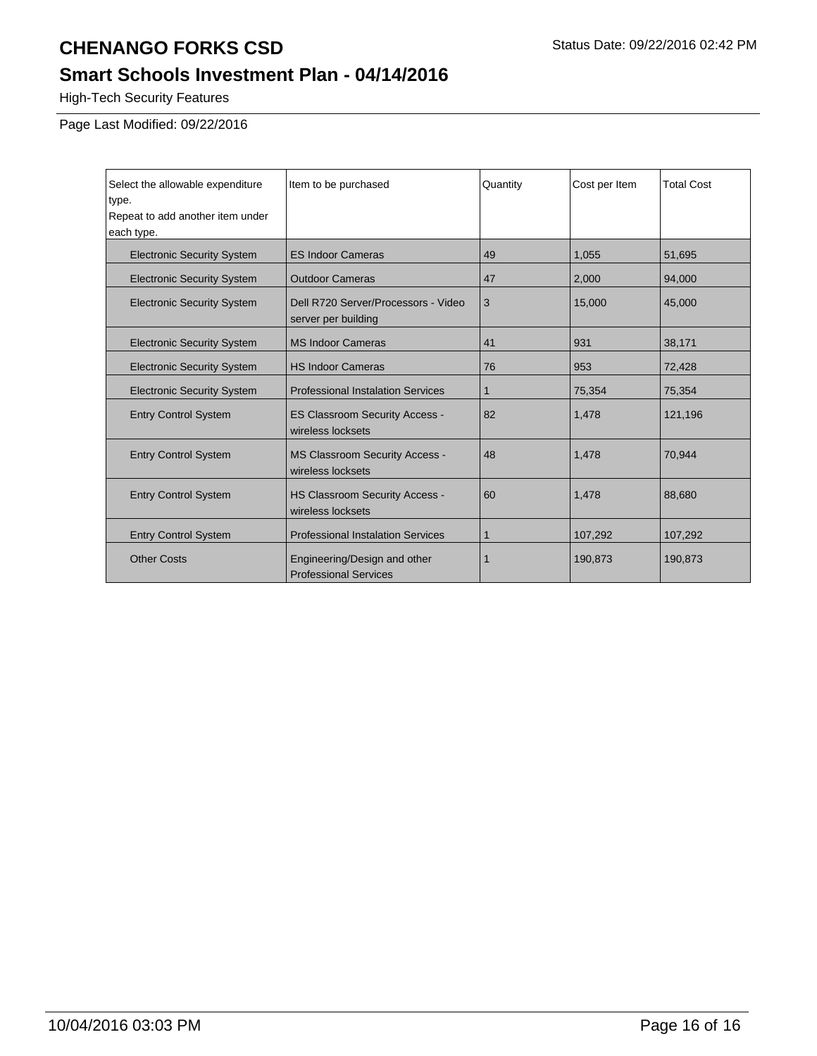# CHENANGO FORKS CSD

Status Date: 09/22/2016 02:42 PM

## Smart Schools Investment Plan - 04/14/2016

High-Tech Security Features

Page Last Modified: 09/22/2016

| Select the allowable expenditure type. Repeat to add another item under each type. | Item to be purchased | Quantity | Cost per Item | Total Cost |
|---|---|---|---|---|
| Electronic Security System | ES Indoor Cameras | 49 | 1,055 | 51,695 |
| Electronic Security System | Outdoor Cameras | 47 | 2,000 | 94,000 |
| Electronic Security System | Dell R720 Server/Processors - Video server per building | 3 | 15,000 | 45,000 |
| Electronic Security System | MS Indoor Cameras | 41 | 931 | 38,171 |
| Electronic Security System | HS Indoor Cameras | 76 | 953 | 72,428 |
| Electronic Security System | Professional Instalation Services | 1 | 75,354 | 75,354 |
| Entry Control System | ES Classroom Security Access - wireless locksets | 82 | 1,478 | 121,196 |
| Entry Control System | MS Classroom Security Access - wireless locksets | 48 | 1,478 | 70,944 |
| Entry Control System | HS Classroom Security Access - wireless locksets | 60 | 1,478 | 88,680 |
| Entry Control System | Professional Instalation Services | 1 | 107,292 | 107,292 |
| Other Costs | Engineering/Design and other Professional Services | 1 | 190,873 | 190,873 |